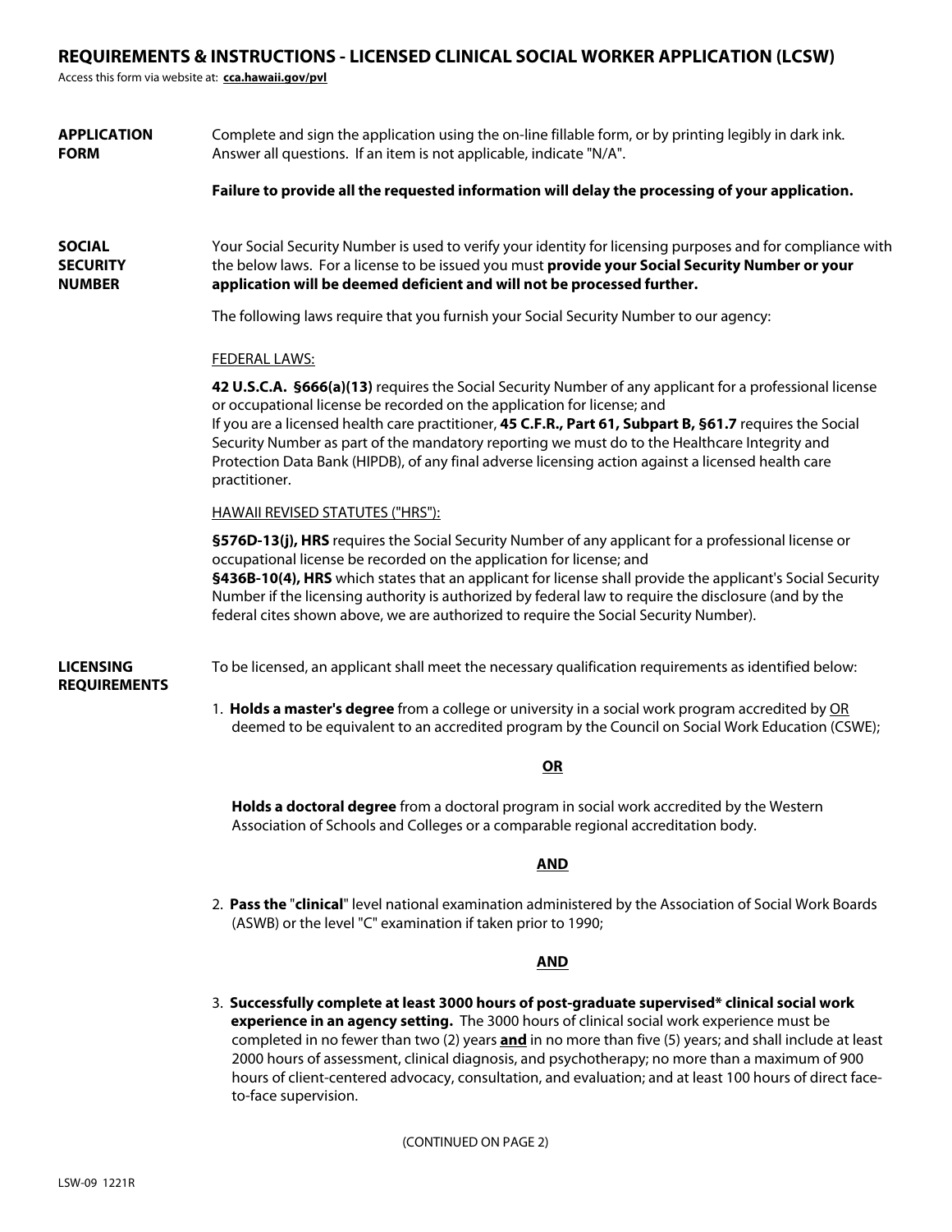# REQUIREMENTS & INSTRUCTIONS - LICENSED CLINICAL SOCIAL WORKER APPLICATION (LCSW)

Access this form via website at: **cca.hawaii.gov/pvl**

**APPLICATION FORM**

Complete and sign the application using the on-line fillable form, or by printing legibly in dark ink. Answer all questions. If an item is not applicable, indicate "N/A".

**Failure to provide all the requested information will delay the processing of your application.**

**SOCIAL SECURITY NUMBER**

Your Social Security Number is used to verify your identity for licensing purposes and for compliance with the below laws. For a license to be issued you must **provide your Social Security Number or your application will be deemed deficient and will not be processed further.**

The following laws require that you furnish your Social Security Number to our agency:

FEDERAL LAWS:

**42 U.S.C.A. §666(a)(13)** requires the Social Security Number of any applicant for a professional license or occupational license be recorded on the application for license; and
If you are a licensed health care practitioner, **45 C.F.R., Part 61, Subpart B, §61.7** requires the Social Security Number as part of the mandatory reporting we must do to the Healthcare Integrity and Protection Data Bank (HIPDB), of any final adverse licensing action against a licensed health care practitioner.

HAWAII REVISED STATUTES ("HRS"):

**§576D-13(j), HRS** requires the Social Security Number of any applicant for a professional license or occupational license be recorded on the application for license; and
**§436B-10(4), HRS** which states that an applicant for license shall provide the applicant's Social Security Number if the licensing authority is authorized by federal law to require the disclosure (and by the federal cites shown above, we are authorized to require the Social Security Number).

**LICENSING REQUIREMENTS**

To be licensed, an applicant shall meet the necessary qualification requirements as identified below:

1. **Holds a master's degree** from a college or university in a social work program accredited by OR deemed to be equivalent to an accredited program by the Council on Social Work Education (CSWE);

**OR**

**Holds a doctoral degree** from a doctoral program in social work accredited by the Western Association of Schools and Colleges or a comparable regional accreditation body.

**AND**

2. **Pass the "clinical"** level national examination administered by the Association of Social Work Boards (ASWB) or the level "C" examination if taken prior to 1990;

**AND**

3. **Successfully complete at least 3000 hours of post-graduate supervised* clinical social work experience in an agency setting.** The 3000 hours of clinical social work experience must be completed in no fewer than two (2) years **and** in no more than five (5) years; and shall include at least 2000 hours of assessment, clinical diagnosis, and psychotherapy; no more than a maximum of 900 hours of client-centered advocacy, consultation, and evaluation; and at least 100 hours of direct face-to-face supervision.

(CONTINUED ON PAGE 2)

LSW-09 1221R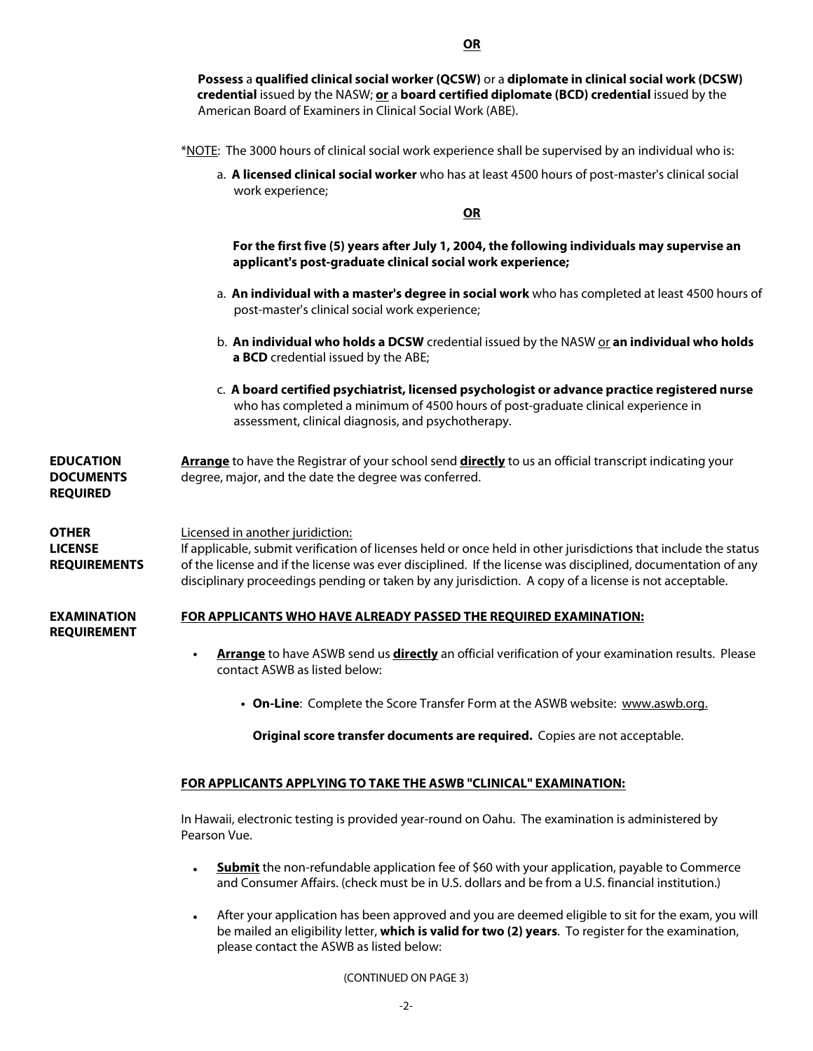**OR**

**Possess** a **qualified clinical social worker (QCSW)** or a **diplomate in clinical social work (DCSW) credential** issued by the NASW; **or** a **board certified diplomate (BCD) credential** issued by the American Board of Examiners in Clinical Social Work (ABE).

*NOTE: The 3000 hours of clinical social work experience shall be supervised by an individual who is:

a. **A licensed clinical social worker** who has at least 4500 hours of post-master's clinical social work experience;

**OR**

**For the first five (5) years after July 1, 2004, the following individuals may supervise an applicant's post-graduate clinical social work experience;**

a. **An individual with a master's degree in social work** who has completed at least 4500 hours of post-master's clinical social work experience;

b. **An individual who holds a DCSW** credential issued by the NASW or **an individual who holds a BCD** credential issued by the ABE;

c. **A board certified psychiatrist, licensed psychologist or advance practice registered nurse** who has completed a minimum of 4500 hours of post-graduate clinical experience in assessment, clinical diagnosis, and psychotherapy.

**EDUCATION DOCUMENTS REQUIRED**

**Arrange** to have the Registrar of your school send **directly** to us an official transcript indicating your degree, major, and the date the degree was conferred.

**OTHER LICENSE REQUIREMENTS**

Licensed in another juridiction:
If applicable, submit verification of licenses held or once held in other jurisdictions that include the status of the license and if the license was ever disciplined. If the license was disciplined, documentation of any disciplinary proceedings pending or taken by any jurisdiction. A copy of a license is not acceptable.

**EXAMINATION REQUIREMENT**

**FOR APPLICANTS WHO HAVE ALREADY PASSED THE REQUIRED EXAMINATION:**

- **Arrange** to have ASWB send us **directly** an official verification of your examination results. Please contact ASWB as listed below:
  - **On-Line**: Complete the Score Transfer Form at the ASWB website: www.aswb.org.

    **Original score transfer documents are required.** Copies are not acceptable.

**FOR APPLICANTS APPLYING TO TAKE THE ASWB "CLINICAL" EXAMINATION:**

In Hawaii, electronic testing is provided year-round on Oahu. The examination is administered by Pearson Vue.

- **Submit** the non-refundable application fee of $60 with your application, payable to Commerce and Consumer Affairs. (check must be in U.S. dollars and be from a U.S. financial institution.)
- After your application has been approved and you are deemed eligible to sit for the exam, you will be mailed an eligibility letter, **which is valid for two (2) years**. To register for the examination, please contact the ASWB as listed below:

(CONTINUED ON PAGE 3)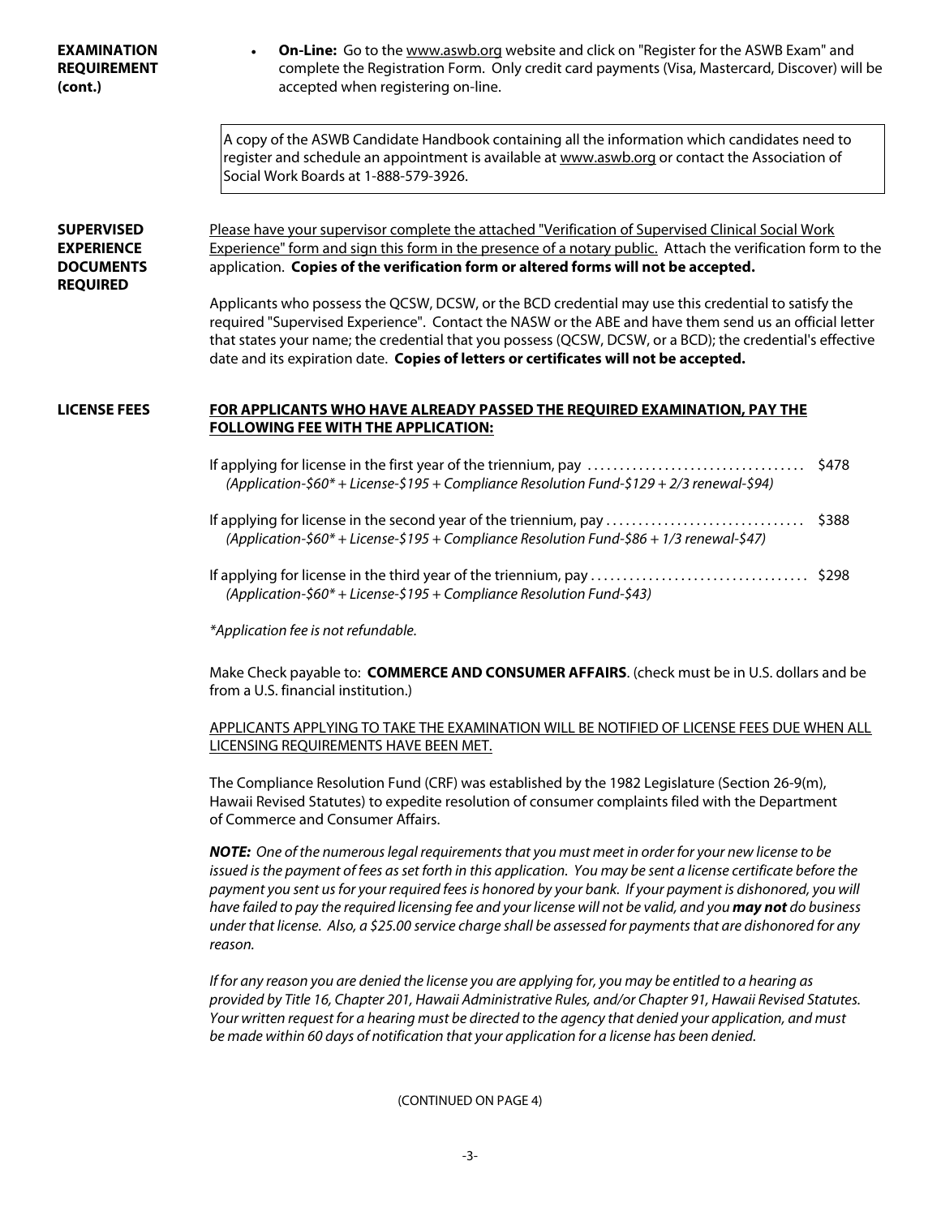**EXAMINATION REQUIREMENT (cont.)**

- **On-Line:** Go to the www.aswb.org website and click on "Register for the ASWB Exam" and complete the Registration Form. Only credit card payments (Visa, Mastercard, Discover) will be accepted when registering on-line.

> A copy of the ASWB Candidate Handbook containing all the information which candidates need to register and schedule an appointment is available at www.aswb.org or contact the Association of Social Work Boards at 1-888-579-3926.

**SUPERVISED EXPERIENCE DOCUMENTS REQUIRED**

Please have your supervisor complete the attached "Verification of Supervised Clinical Social Work Experience" form and sign this form in the presence of a notary public. Attach the verification form to the application. **Copies of the verification form or altered forms will not be accepted.**

Applicants who possess the QCSW, DCSW, or the BCD credential may use this credential to satisfy the required "Supervised Experience". Contact the NASW or the ABE and have them send us an official letter that states your name; the credential that you possess (QCSW, DCSW, or a BCD); the credential's effective date and its expiration date. **Copies of letters or certificates will not be accepted.**

**LICENSE FEES**

**FOR APPLICANTS WHO HAVE ALREADY PASSED THE REQUIRED EXAMINATION, PAY THE FOLLOWING FEE WITH THE APPLICATION:**

If applying for license in the first year of the triennium, pay .................................. $478
*(Application-$60* + License-$195 + Compliance Resolution Fund-$129 + 2/3 renewal-$94)*

If applying for license in the second year of the triennium, pay .............................. $388
*(Application-$60* + License-$195 + Compliance Resolution Fund-$86 + 1/3 renewal-$47)*

If applying for license in the third year of the triennium, pay .................................. $298
*(Application-$60* + License-$195 + Compliance Resolution Fund-$43)*

*\*Application fee is not refundable.*

Make Check payable to: **COMMERCE AND CONSUMER AFFAIRS**. (check must be in U.S. dollars and be from a U.S. financial institution.)

APPLICANTS APPLYING TO TAKE THE EXAMINATION WILL BE NOTIFIED OF LICENSE FEES DUE WHEN ALL LICENSING REQUIREMENTS HAVE BEEN MET.

The Compliance Resolution Fund (CRF) was established by the 1982 Legislature (Section 26-9(m), Hawaii Revised Statutes) to expedite resolution of consumer complaints filed with the Department of Commerce and Consumer Affairs.

***NOTE:*** *One of the numerous legal requirements that you must meet in order for your new license to be issued is the payment of fees as set forth in this application. You may be sent a license certificate before the payment you sent us for your required fees is honored by your bank. If your payment is dishonored, you will have failed to pay the required licensing fee and your license will not be valid, and you **may not** do business under that license. Also, a $25.00 service charge shall be assessed for payments that are dishonored for any reason.*

*If for any reason you are denied the license you are applying for, you may be entitled to a hearing as provided by Title 16, Chapter 201, Hawaii Administrative Rules, and/or Chapter 91, Hawaii Revised Statutes. Your written request for a hearing must be directed to the agency that denied your application, and must be made within 60 days of notification that your application for a license has been denied.*

(CONTINUED ON PAGE 4)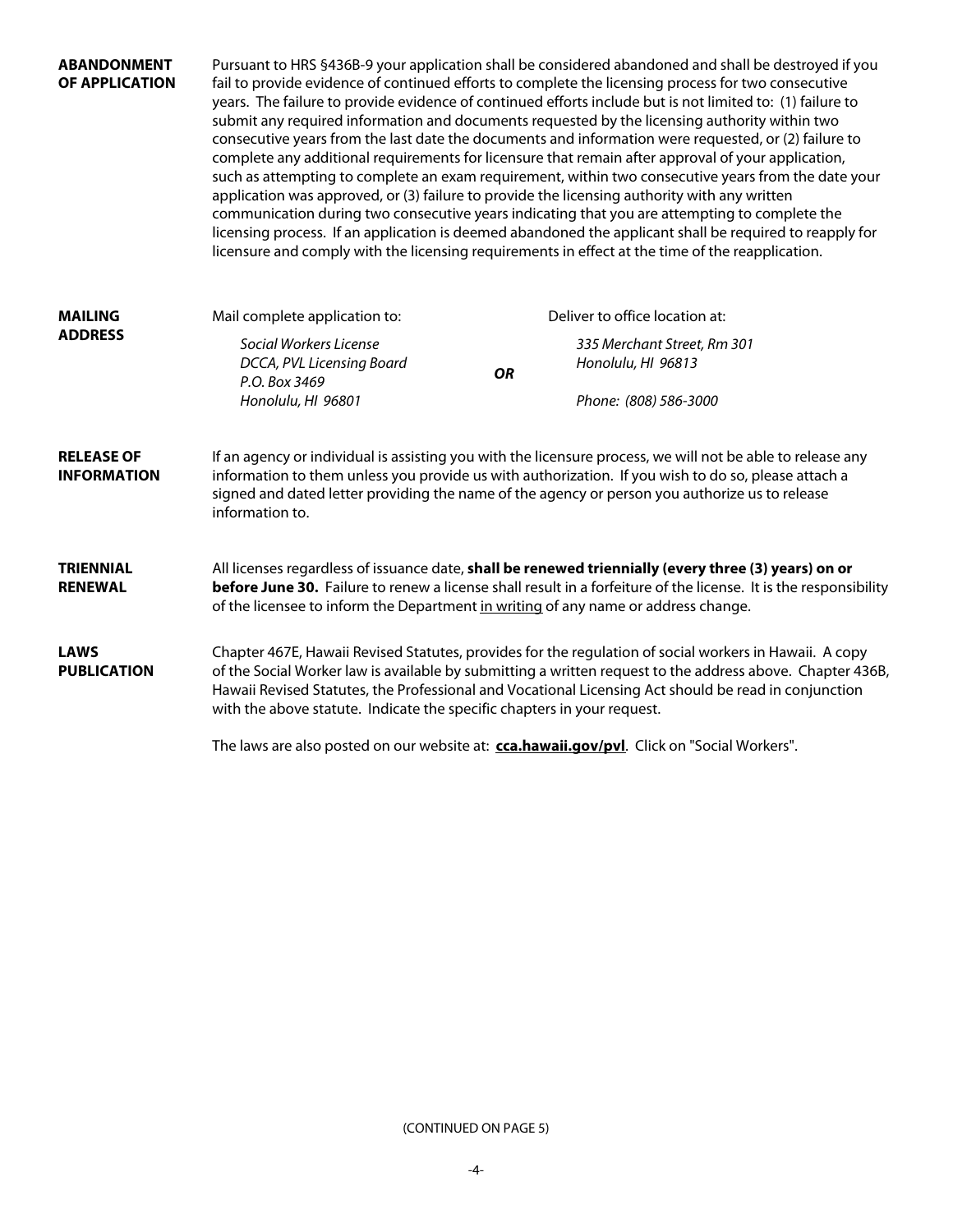**ABANDONMENT OF APPLICATION**

Pursuant to HRS §436B-9 your application shall be considered abandoned and shall be destroyed if you fail to provide evidence of continued efforts to complete the licensing process for two consecutive years. The failure to provide evidence of continued efforts include but is not limited to: (1) failure to submit any required information and documents requested by the licensing authority within two consecutive years from the last date the documents and information were requested, or (2) failure to complete any additional requirements for licensure that remain after approval of your application, such as attempting to complete an exam requirement, within two consecutive years from the date your application was approved, or (3) failure to provide the licensing authority with any written communication during two consecutive years indicating that you are attempting to complete the licensing process. If an application is deemed abandoned the applicant shall be required to reapply for licensure and comply with the licensing requirements in effect at the time of the reapplication.

**MAILING ADDRESS**

Mail complete application to:

*Social Workers License*
*DCCA, PVL Licensing Board*
*P.O. Box 3469*
*Honolulu, HI 96801*

***OR***

Deliver to office location at:

*335 Merchant Street, Rm 301*
*Honolulu, HI 96813*

*Phone: (808) 586-3000*

**RELEASE OF INFORMATION**

If an agency or individual is assisting you with the licensure process, we will not be able to release any information to them unless you provide us with authorization. If you wish to do so, please attach a signed and dated letter providing the name of the agency or person you authorize us to release information to.

**TRIENNIAL RENEWAL**

All licenses regardless of issuance date, **shall be renewed triennially (every three (3) years) on or before June 30.** Failure to renew a license shall result in a forfeiture of the license. It is the responsibility of the licensee to inform the Department <u>in writing</u> of any name or address change.

**LAWS PUBLICATION**

Chapter 467E, Hawaii Revised Statutes, provides for the regulation of social workers in Hawaii. A copy of the Social Worker law is available by submitting a written request to the address above. Chapter 436B, Hawaii Revised Statutes, the Professional and Vocational Licensing Act should be read in conjunction with the above statute. Indicate the specific chapters in your request.

The laws are also posted on our website at: **cca.hawaii.gov/pvl**. Click on "Social Workers".

(CONTINUED ON PAGE 5)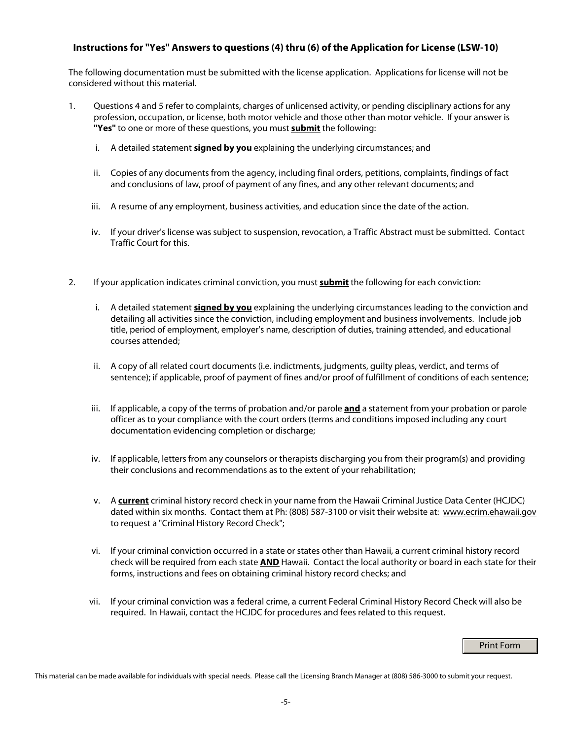## Instructions for "Yes" Answers to questions (4) thru (6) of the Application for License (LSW-10)

The following documentation must be submitted with the license application. Applications for license will not be considered without this material.

1. Questions 4 and 5 refer to complaints, charges of unlicensed activity, or pending disciplinary actions for any profession, occupation, or license, both motor vehicle and those other than motor vehicle. If your answer is **"Yes"** to one or more of these questions, you must **<u>submit</u>** the following:

   i. A detailed statement **<u>signed by you</u>** explaining the underlying circumstances; and

   ii. Copies of any documents from the agency, including final orders, petitions, complaints, findings of fact and conclusions of law, proof of payment of any fines, and any other relevant documents; and

   iii. A resume of any employment, business activities, and education since the date of the action.

   iv. If your driver's license was subject to suspension, revocation, a Traffic Abstract must be submitted. Contact Traffic Court for this.

2. If your application indicates criminal conviction, you must **<u>submit</u>** the following for each conviction:

   i. A detailed statement **<u>signed by you</u>** explaining the underlying circumstances leading to the conviction and detailing all activities since the conviction, including employment and business involvements. Include job title, period of employment, employer's name, description of duties, training attended, and educational courses attended;

   ii. A copy of all related court documents (i.e. indictments, judgments, guilty pleas, verdict, and terms of sentence); if applicable, proof of payment of fines and/or proof of fulfillment of conditions of each sentence;

   iii. If applicable, a copy of the terms of probation and/or parole **<u>and</u>** a statement from your probation or parole officer as to your compliance with the court orders (terms and conditions imposed including any court documentation evidencing completion or discharge;

   iv. If applicable, letters from any counselors or therapists discharging you from their program(s) and providing their conclusions and recommendations as to the extent of your rehabilitation;

   v. A **<u>current</u>** criminal history record check in your name from the Hawaii Criminal Justice Data Center (HCJDC) dated within six months. Contact them at Ph: (808) 587-3100 or visit their website at: www.ecrim.ehawaii.gov to request a "Criminal History Record Check";

   vi. If your criminal conviction occurred in a state or states other than Hawaii, a current criminal history record check will be required from each state **<u>AND</u>** Hawaii. Contact the local authority or board in each state for their forms, instructions and fees on obtaining criminal history record checks; and

   vii. If your criminal conviction was a federal crime, a current Federal Criminal History Record Check will also be required. In Hawaii, contact the HCJDC for procedures and fees related to this request.

Print Form

This material can be made available for individuals with special needs. Please call the Licensing Branch Manager at (808) 586-3000 to submit your request.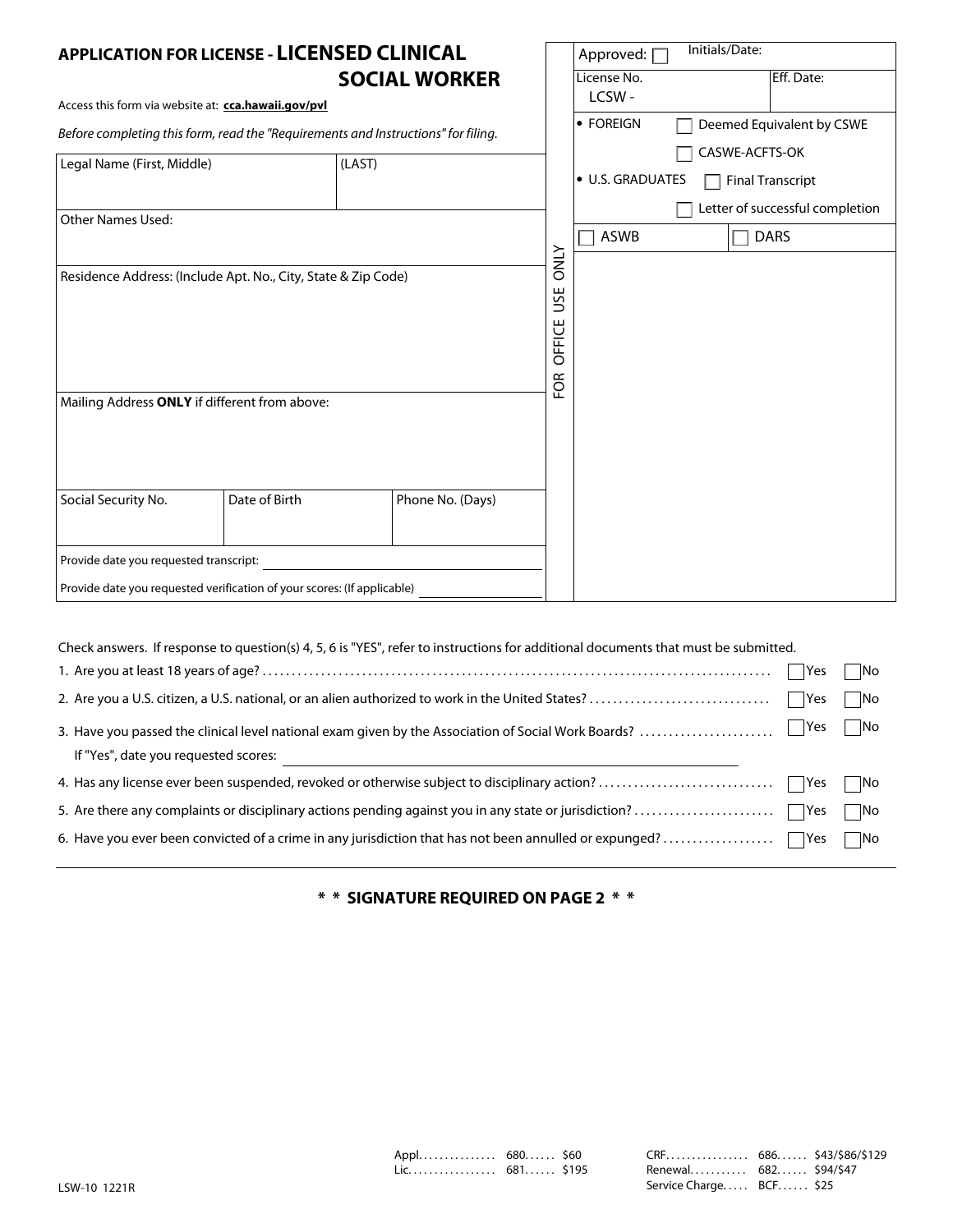# APPLICATION FOR LICENSE - LICENSED CLINICAL SOCIAL WORKER

Access this form via website at: **cca.hawaii.gov/pvl**

*Before completing this form, read the "Requirements and Instructions" for filing.*

| Legal Name (First, Middle) | (LAST) |
|---|---|
| | |

Other Names Used:

Residence Address: (Include Apt. No., City, State & Zip Code)

Mailing Address **ONLY** if different from above:

| Social Security No. | Date of Birth | Phone No. (Days) |
|---|---|---|
| | | |

Provide date you requested transcript: ____________________

Provide date you requested verification of your scores: (If applicable) ____________________

**FOR OFFICE USE ONLY**

| Approved: ☐ | Initials/Date: |
|---|---|
| License No. LCSW - | Eff. Date: |

- FOREIGN ☐ Deemed Equivalent by CSWE
  ☐ CASWE-ACFTS-OK
- U.S. GRADUATES ☐ Final Transcript
  ☐ Letter of successful completion

☐ ASWB ☐ DARS

---

Check answers. If response to question(s) 4, 5, 6 is "YES", refer to instructions for additional documents that must be submitted.

1. Are you at least 18 years of age? ☐ Yes ☐ No
2. Are you a U.S. citizen, a U.S. national, or an alien authorized to work in the United States? ☐ Yes ☐ No
3. Have you passed the clinical level national exam given by the Association of Social Work Boards? ☐ Yes ☐ No
   If "Yes", date you requested scores: ____________________
4. Has any license ever been suspended, revoked or otherwise subject to disciplinary action? ☐ Yes ☐ No
5. Are there any complaints or disciplinary actions pending against you in any state or jurisdiction? ☐ Yes ☐ No
6. Have you ever been convicted of a crime in any jurisdiction that has not been annulled or expunged? ☐ Yes ☐ No

**\* \* SIGNATURE REQUIRED ON PAGE 2 \* \***

| | | |
|---|---|---|
| Appl. | 680 | $60 |
| Lic. | 681 | $195 |
| CRF | 686 | $43/$86/$129 |
| Renewal | 682 | $94/$47 |
| Service Charge | BCF | $25 |

LSW-10 1221R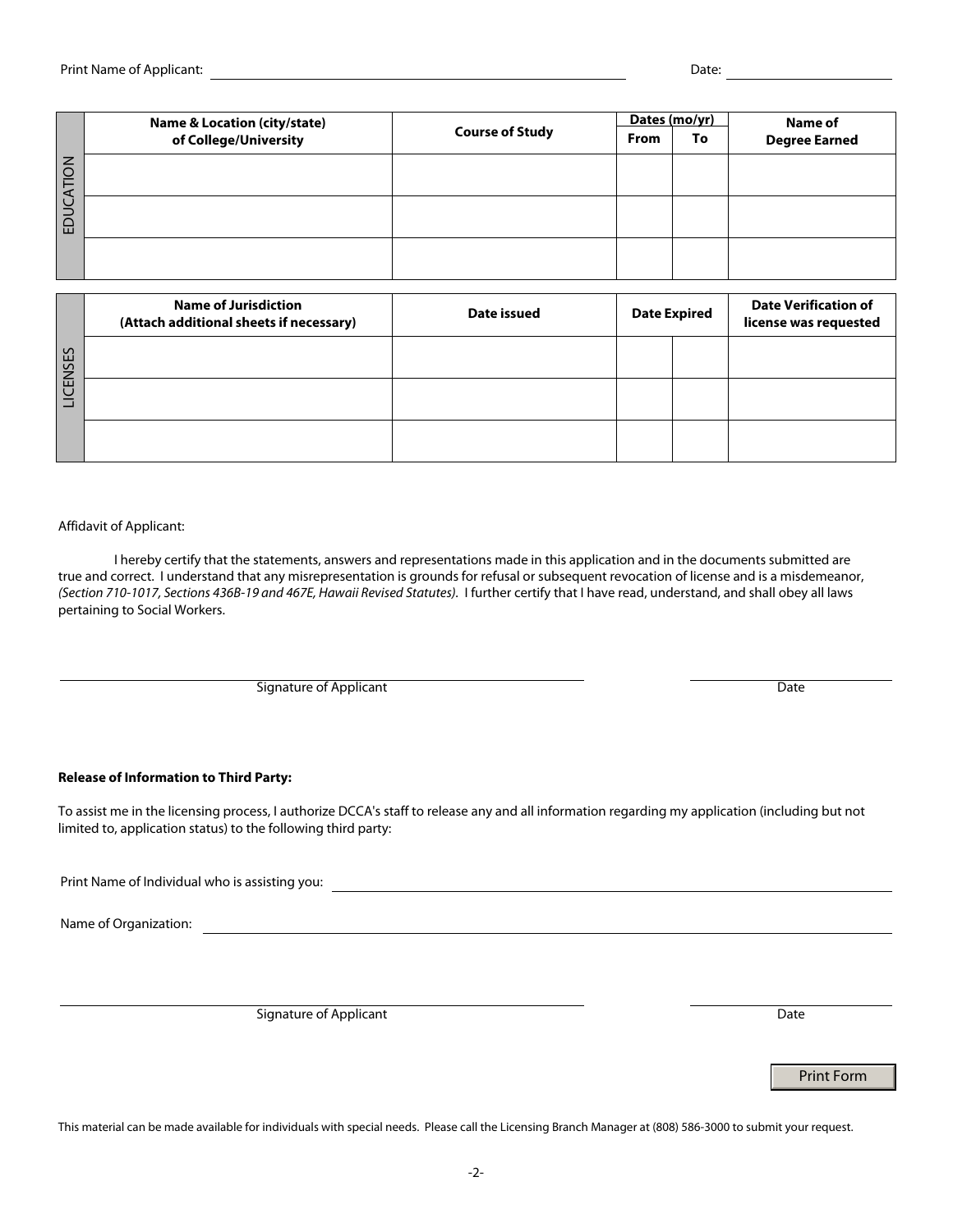Print Name of Applicant: ______________________________ Date: ______________

| EDUCATION | Name & Location (city/state) of College/University | Course of Study | Dates (mo/yr) | | Name of Degree Earned |
|---|---|---|---|---|---|
| | | | From | To | |
| | | | | | |
| | | | | | |
| | | | | | |

| LICENSES | Name of Jurisdiction (Attach additional sheets if necessary) | Date issued | Date Expired | | Date Verification of license was requested |
|---|---|---|---|---|---|
| | | | | | |
| | | | | | |
| | | | | | |

Affidavit of Applicant:

I hereby certify that the statements, answers and representations made in this application and in the documents submitted are true and correct. I understand that any misrepresentation is grounds for refusal or subsequent revocation of license and is a misdemeanor, *(Section 710-1017, Sections 436B-19 and 467E, Hawaii Revised Statutes)*. I further certify that I have read, understand, and shall obey all laws pertaining to Social Workers.

______________________________ Signature of Applicant

______________ Date

**Release of Information to Third Party:**

To assist me in the licensing process, I authorize DCCA's staff to release any and all information regarding my application (including but not limited to, application status) to the following third party:

Print Name of Individual who is assisting you: ______________________________

Name of Organization: ______________________________

______________________________ Signature of Applicant

______________ Date

Print Form

This material can be made available for individuals with special needs. Please call the Licensing Branch Manager at (808) 586-3000 to submit your request.